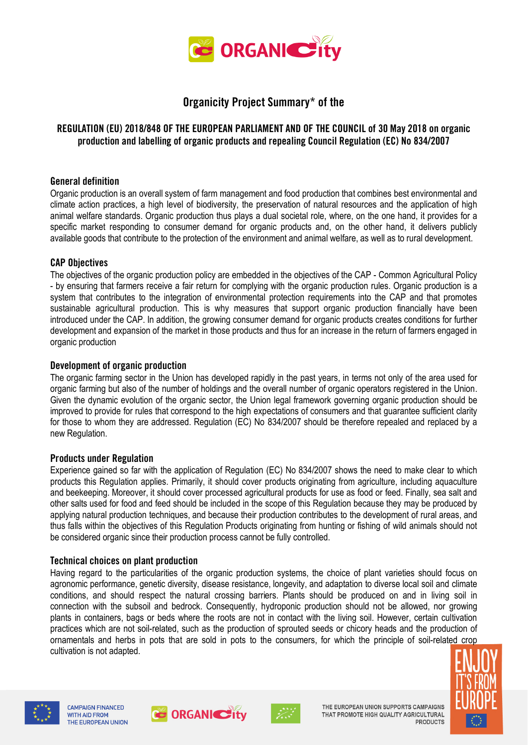# Organicity Project Summary* of the

## REGULATION (EU) 2018/848 OF THE EUROPEAN PARLIAMENT AND OF THE COUNCIL of 30 May 2018 on organic production and labelling of organic products and repealing Council Regulation (EC) No 834/2007

### General definition

Organic production is an overall system of farm management and food production that combines best environmental and climate action practices, a high level of biodiversity, the preservation of natural resources and the application of high animal welfare standards. Organic production thus plays a dual societal role, where, on the one hand, it provides for a specific market responding to consumer demand for organic products and, on the other hand, it delivers publicly available goods that contribute to the protection of the environment and animal welfare, as well as to rural development.

### CAP Objectives

The objectives of the organic production policy are embedded in the objectives of the CAP - Common Agricultural Policy - by ensuring that farmers receive a fair return for complying with the organic production rules. Organic production is a system that contributes to the integration of environmental protection requirements into the CAP and that promotes sustainable agricultural production. This is why measures that support organic production financially have been introduced under the CAP. In addition, the growing consumer demand for organic products creates conditions for further development and expansion of the market in those products and thus for an increase in the return of farmers engaged in organic production

### Development of organic production

The organic farming sector in the Union has developed rapidly in the past years, in terms not only of the area used for organic farming but also of the number of holdings and the overall number of organic operators registered in the Union. Given the dynamic evolution of the organic sector, the Union legal framework governing organic production should be improved to provide for rules that correspond to the high expectations of consumers and that guarantee sufficient clarity for those to whom they are addressed. Regulation (EC) No 834/2007 should be therefore repealed and replaced by a new Regulation.

### Products under Regulation

Experience gained so far with the application of Regulation (EC) No 834/2007 shows the need to make clear to which products this Regulation applies. Primarily, it should cover products originating from agriculture, including aquaculture and beekeeping. Moreover, it should cover processed agricultural products for use as food or feed. Finally, sea salt and other salts used for food and feed should be included in the scope of this Regulation because they may be produced by applying natural production techniques, and because their production contributes to the development of rural areas, and thus falls within the objectives of this Regulation Products originating from hunting or fishing of wild animals should not be considered organic since their production process cannot be fully controlled.

### Technical choices on plant production

Having regard to the particularities of the organic production systems, the choice of plant varieties should focus on agronomic performance, genetic diversity, disease resistance, longevity, and adaptation to diverse local soil and climate conditions, and should respect the natural crossing barriers. Plants should be produced on and in living soil in connection with the subsoil and bedrock. Consequently, hydroponic production should not be allowed, nor growing plants in containers, bags or beds where the roots are not in contact with the living soil. However, certain cultivation practices which are not soil-related, such as the production of sprouted seeds or chicory heads and the production of ornamentals and herbs in pots that are sold in pots to the consumers, for which the principle of soil-related crop cultivation is not adapted.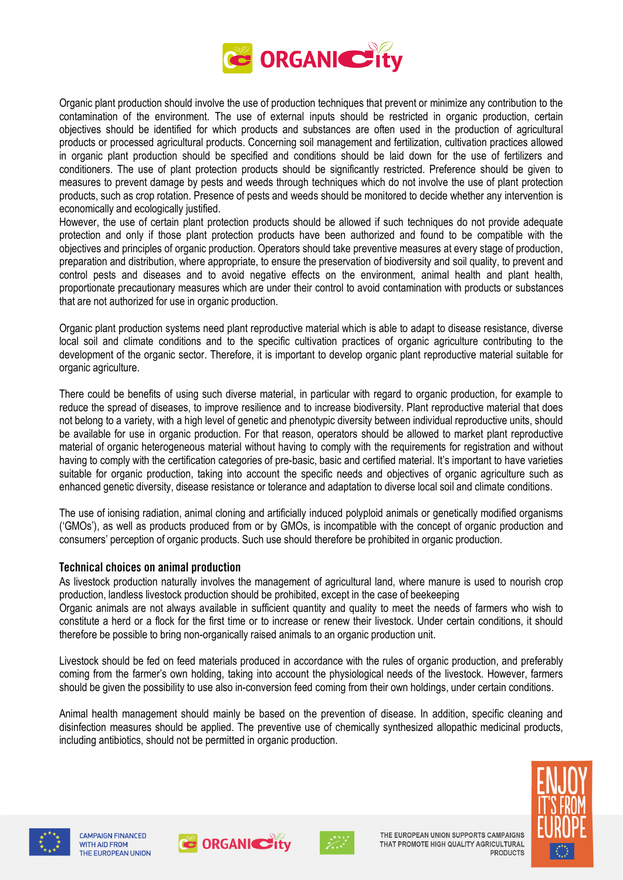Organic plant production should involve the use of production techniques that prevent or minimize any contribution to the contamination of the environment. The use of external inputs should be restricted in organic production, certain objectives should be identified for which products and substances are often used in the production of agricultural products or processed agricultural products. Concerning soil management and fertilization, cultivation practices allowed in organic plant production should be specified and conditions should be laid down for the use of fertilizers and conditioners. The use of plant protection products should be significantly restricted. Preference should be given to measures to prevent damage by pests and weeds through techniques which do not involve the use of plant protection products, such as crop rotation. Presence of pests and weeds should be monitored to decide whether any intervention is economically and ecologically justified.
However, the use of certain plant protection products should be allowed if such techniques do not provide adequate protection and only if those plant protection products have been authorized and found to be compatible with the objectives and principles of organic production. Operators should take preventive measures at every stage of production, preparation and distribution, where appropriate, to ensure the preservation of biodiversity and soil quality, to prevent and control pests and diseases and to avoid negative effects on the environment, animal health and plant health, proportionate precautionary measures which are under their control to avoid contamination with products or substances that are not authorized for use in organic production.

Organic plant production systems need plant reproductive material which is able to adapt to disease resistance, diverse local soil and climate conditions and to the specific cultivation practices of organic agriculture contributing to the development of the organic sector. Therefore, it is important to develop organic plant reproductive material suitable for organic agriculture.

There could be benefits of using such diverse material, in particular with regard to organic production, for example to reduce the spread of diseases, to improve resilience and to increase biodiversity. Plant reproductive material that does not belong to a variety, with a high level of genetic and phenotypic diversity between individual reproductive units, should be available for use in organic production. For that reason, operators should be allowed to market plant reproductive material of organic heterogeneous material without having to comply with the requirements for registration and without having to comply with the certification categories of pre-basic, basic and certified material. It's important to have varieties suitable for organic production, taking into account the specific needs and objectives of organic agriculture such as enhanced genetic diversity, disease resistance or tolerance and adaptation to diverse local soil and climate conditions.

The use of ionising radiation, animal cloning and artificially induced polyploid animals or genetically modified organisms ('GMOs'), as well as products produced from or by GMOs, is incompatible with the concept of organic production and consumers' perception of organic products. Such use should therefore be prohibited in organic production.

### Technical choices on animal production

As livestock production naturally involves the management of agricultural land, where manure is used to nourish crop production, landless livestock production should be prohibited, except in the case of beekeeping
Organic animals are not always available in sufficient quantity and quality to meet the needs of farmers who wish to constitute a herd or a flock for the first time or to increase or renew their livestock. Under certain conditions, it should therefore be possible to bring non-organically raised animals to an organic production unit.

Livestock should be fed on feed materials produced in accordance with the rules of organic production, and preferably coming from the farmer's own holding, taking into account the physiological needs of the livestock. However, farmers should be given the possibility to use also in-conversion feed coming from their own holdings, under certain conditions.

Animal health management should mainly be based on the prevention of disease. In addition, specific cleaning and disinfection measures should be applied. The preventive use of chemically synthesized allopathic medicinal products, including antibiotics, should not be permitted in organic production.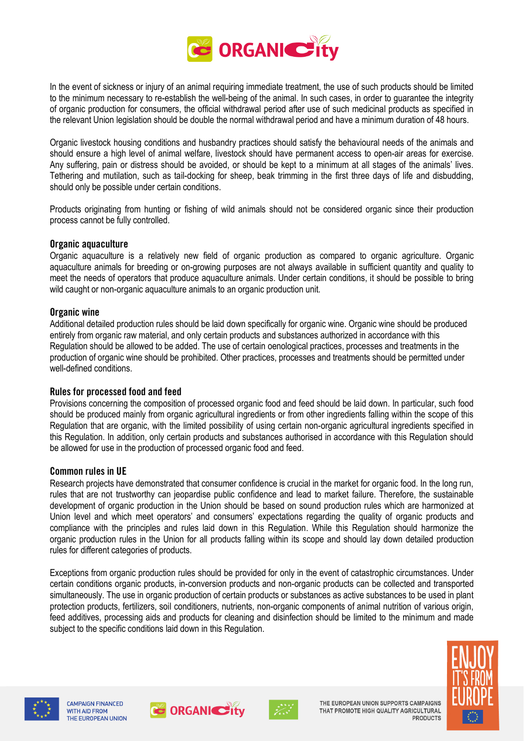In the event of sickness or injury of an animal requiring immediate treatment, the use of such products should be limited to the minimum necessary to re-establish the well-being of the animal. In such cases, in order to guarantee the integrity of organic production for consumers, the official withdrawal period after use of such medicinal products as specified in the relevant Union legislation should be double the normal withdrawal period and have a minimum duration of 48 hours.

Organic livestock housing conditions and husbandry practices should satisfy the behavioural needs of the animals and should ensure a high level of animal welfare, livestock should have permanent access to open-air areas for exercise. Any suffering, pain or distress should be avoided, or should be kept to a minimum at all stages of the animals' lives. Tethering and mutilation, such as tail-docking for sheep, beak trimming in the first three days of life and disbudding, should only be possible under certain conditions.

Products originating from hunting or fishing of wild animals should not be considered organic since their production process cannot be fully controlled.

### Organic aquaculture

Organic aquaculture is a relatively new field of organic production as compared to organic agriculture. Organic aquaculture animals for breeding or on-growing purposes are not always available in sufficient quantity and quality to meet the needs of operators that produce aquaculture animals. Under certain conditions, it should be possible to bring wild caught or non-organic aquaculture animals to an organic production unit.

### Organic wine

Additional detailed production rules should be laid down specifically for organic wine. Organic wine should be produced entirely from organic raw material, and only certain products and substances authorized in accordance with this Regulation should be allowed to be added. The use of certain oenological practices, processes and treatments in the production of organic wine should be prohibited. Other practices, processes and treatments should be permitted under well-defined conditions.

### Rules for processed food and feed

Provisions concerning the composition of processed organic food and feed should be laid down. In particular, such food should be produced mainly from organic agricultural ingredients or from other ingredients falling within the scope of this Regulation that are organic, with the limited possibility of using certain non-organic agricultural ingredients specified in this Regulation. In addition, only certain products and substances authorised in accordance with this Regulation should be allowed for use in the production of processed organic food and feed.

### Common rules in UE

Research projects have demonstrated that consumer confidence is crucial in the market for organic food. In the long run, rules that are not trustworthy can jeopardise public confidence and lead to market failure. Therefore, the sustainable development of organic production in the Union should be based on sound production rules which are harmonized at Union level and which meet operators' and consumers' expectations regarding the quality of organic products and compliance with the principles and rules laid down in this Regulation. While this Regulation should harmonize the organic production rules in the Union for all products falling within its scope and should lay down detailed production rules for different categories of products.

Exceptions from organic production rules should be provided for only in the event of catastrophic circumstances. Under certain conditions organic products, in-conversion products and non-organic products can be collected and transported simultaneously. The use in organic production of certain products or substances as active substances to be used in plant protection products, fertilizers, soil conditioners, nutrients, non-organic components of animal nutrition of various origin, feed additives, processing aids and products for cleaning and disinfection should be limited to the minimum and made subject to the specific conditions laid down in this Regulation.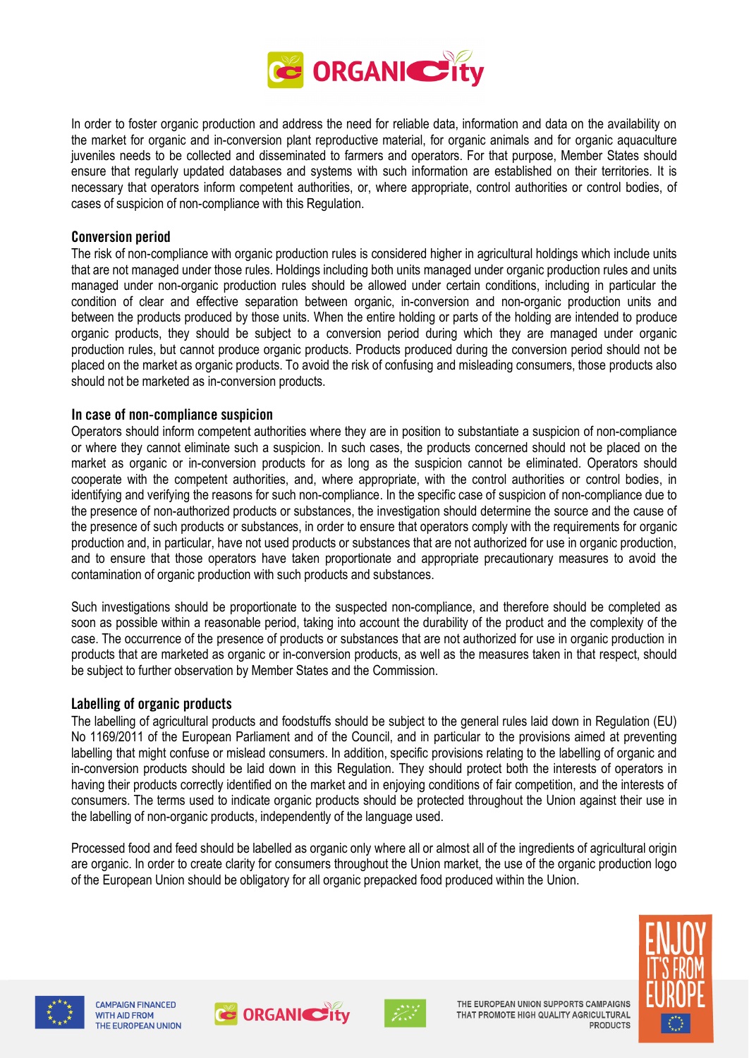In order to foster organic production and address the need for reliable data, information and data on the availability on the market for organic and in-conversion plant reproductive material, for organic animals and for organic aquaculture juveniles needs to be collected and disseminated to farmers and operators. For that purpose, Member States should ensure that regularly updated databases and systems with such information are established on their territories. It is necessary that operators inform competent authorities, or, where appropriate, control authorities or control bodies, of cases of suspicion of non-compliance with this Regulation.

### Conversion period

The risk of non-compliance with organic production rules is considered higher in agricultural holdings which include units that are not managed under those rules. Holdings including both units managed under organic production rules and units managed under non-organic production rules should be allowed under certain conditions, including in particular the condition of clear and effective separation between organic, in-conversion and non-organic production units and between the products produced by those units. When the entire holding or parts of the holding are intended to produce organic products, they should be subject to a conversion period during which they are managed under organic production rules, but cannot produce organic products. Products produced during the conversion period should not be placed on the market as organic products. To avoid the risk of confusing and misleading consumers, those products also should not be marketed as in-conversion products.

### In case of non-compliance suspicion

Operators should inform competent authorities where they are in position to substantiate a suspicion of non-compliance or where they cannot eliminate such a suspicion. In such cases, the products concerned should not be placed on the market as organic or in-conversion products for as long as the suspicion cannot be eliminated. Operators should cooperate with the competent authorities, and, where appropriate, with the control authorities or control bodies, in identifying and verifying the reasons for such non-compliance. In the specific case of suspicion of non-compliance due to the presence of non-authorized products or substances, the investigation should determine the source and the cause of the presence of such products or substances, in order to ensure that operators comply with the requirements for organic production and, in particular, have not used products or substances that are not authorized for use in organic production, and to ensure that those operators have taken proportionate and appropriate precautionary measures to avoid the contamination of organic production with such products and substances.

Such investigations should be proportionate to the suspected non-compliance, and therefore should be completed as soon as possible within a reasonable period, taking into account the durability of the product and the complexity of the case. The occurrence of the presence of products or substances that are not authorized for use in organic production in products that are marketed as organic or in-conversion products, as well as the measures taken in that respect, should be subject to further observation by Member States and the Commission.

### Labelling of organic products

The labelling of agricultural products and foodstuffs should be subject to the general rules laid down in Regulation (EU) No 1169/2011 of the European Parliament and of the Council, and in particular to the provisions aimed at preventing labelling that might confuse or mislead consumers. In addition, specific provisions relating to the labelling of organic and in-conversion products should be laid down in this Regulation. They should protect both the interests of operators in having their products correctly identified on the market and in enjoying conditions of fair competition, and the interests of consumers. The terms used to indicate organic products should be protected throughout the Union against their use in the labelling of non-organic products, independently of the language used.

Processed food and feed should be labelled as organic only where all or almost all of the ingredients of agricultural origin are organic. In order to create clarity for consumers throughout the Union market, the use of the organic production logo of the European Union should be obligatory for all organic prepacked food produced within the Union.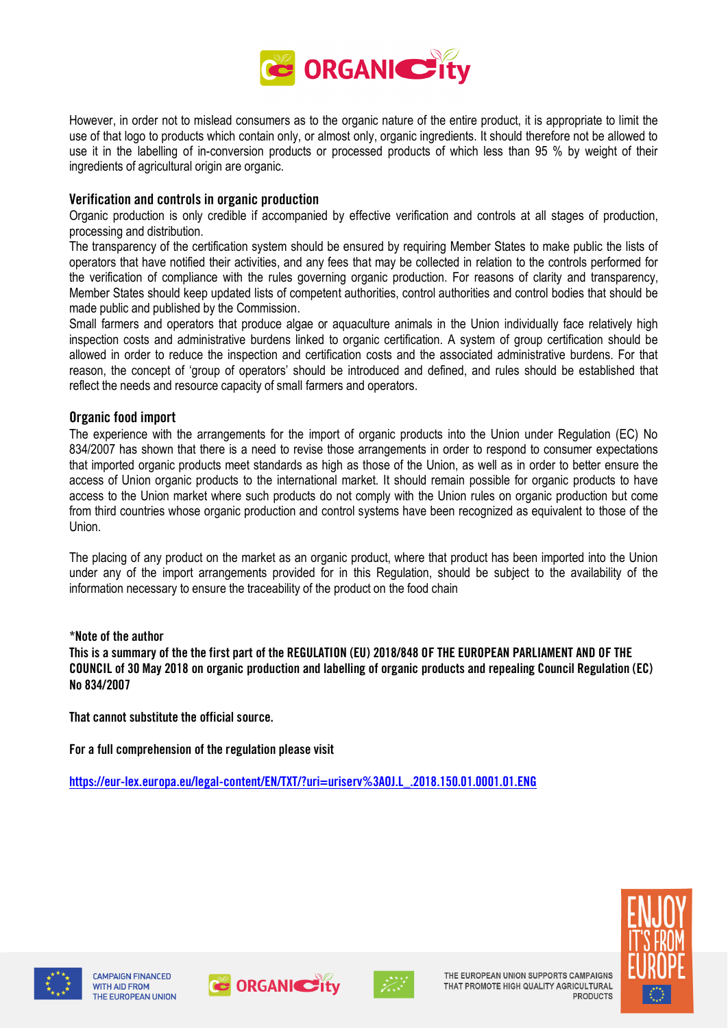However, in order not to mislead consumers as to the organic nature of the entire product, it is appropriate to limit the use of that logo to products which contain only, or almost only, organic ingredients. It should therefore not be allowed to use it in the labelling of in-conversion products or processed products of which less than 95 % by weight of their ingredients of agricultural origin are organic.

## Verification and controls in organic production

Organic production is only credible if accompanied by effective verification and controls at all stages of production, processing and distribution.

The transparency of the certification system should be ensured by requiring Member States to make public the lists of operators that have notified their activities, and any fees that may be collected in relation to the controls performed for the verification of compliance with the rules governing organic production. For reasons of clarity and transparency, Member States should keep updated lists of competent authorities, control authorities and control bodies that should be made public and published by the Commission.

Small farmers and operators that produce algae or aquaculture animals in the Union individually face relatively high inspection costs and administrative burdens linked to organic certification. A system of group certification should be allowed in order to reduce the inspection and certification costs and the associated administrative burdens. For that reason, the concept of 'group of operators' should be introduced and defined, and rules should be established that reflect the needs and resource capacity of small farmers and operators.

## Organic food import

The experience with the arrangements for the import of organic products into the Union under Regulation (EC) No 834/2007 has shown that there is a need to revise those arrangements in order to respond to consumer expectations that imported organic products meet standards as high as those of the Union, as well as in order to better ensure the access of Union organic products to the international market. It should remain possible for organic products to have access to the Union market where such products do not comply with the Union rules on organic production but come from third countries whose organic production and control systems have been recognized as equivalent to those of the Union.

The placing of any product on the market as an organic product, where that product has been imported into the Union under any of the import arrangements provided for in this Regulation, should be subject to the availability of the information necessary to ensure the traceability of the product on the food chain

**\*Note of the author**

**This is a summary of the the first part of the REGULATION (EU) 2018/848 OF THE EUROPEAN PARLIAMENT AND OF THE COUNCIL of 30 May 2018 on organic production and labelling of organic products and repealing Council Regulation (EC) No 834/2007**

**That cannot substitute the official source.**

**For a full comprehension of the regulation please visit**

https://eur-lex.europa.eu/legal-content/EN/TXT/?uri=uriserv%3AOJ.L_.2018.150.01.0001.01.ENG